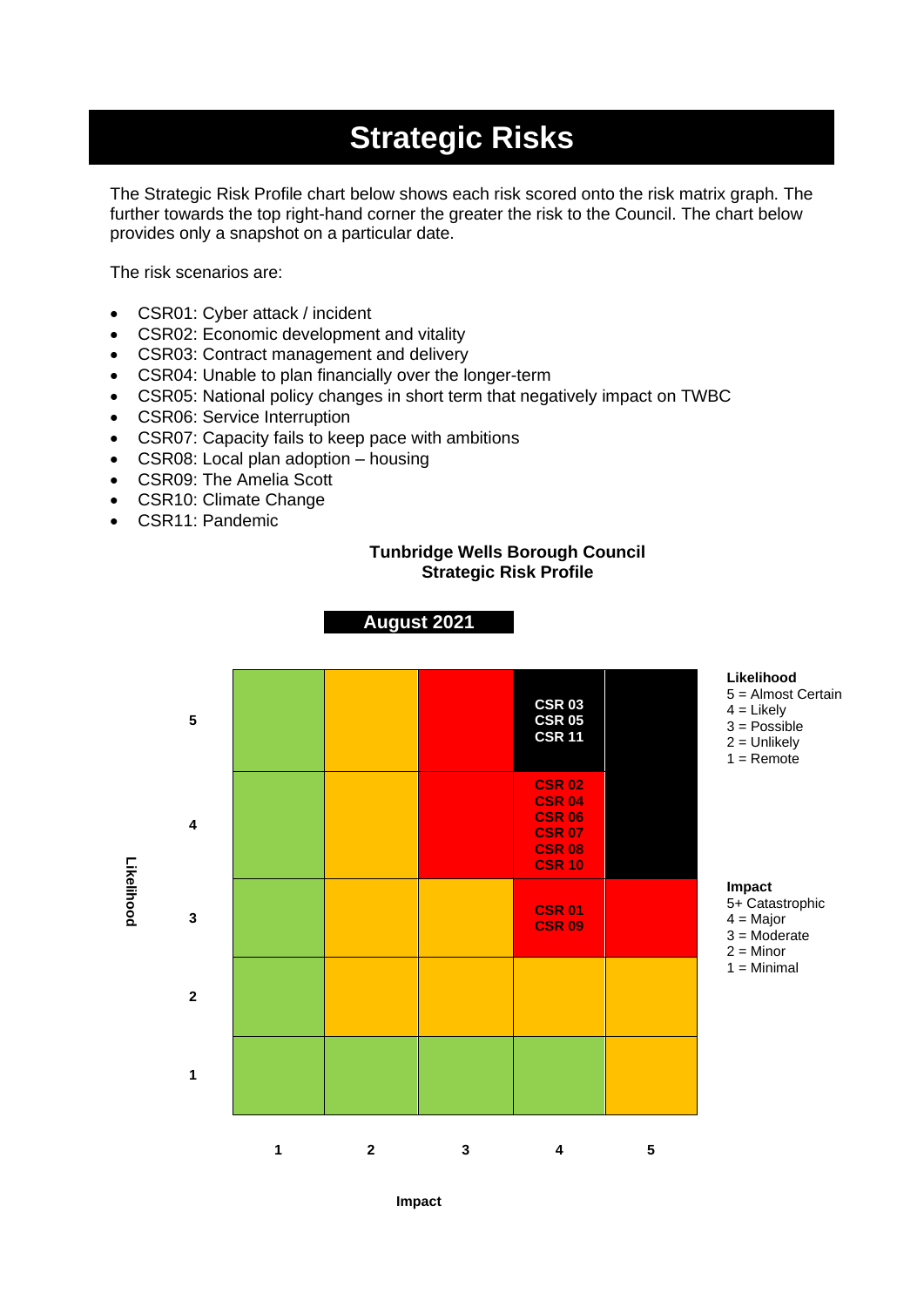# Strategic Risks

The Strategic Risk Profile chart below shows each risk scored onto the risk matrix graph. The further towards the top right-hand corner the greater the risk to the Council. The chart below provides only a snapshot on a particular date.

The risk scenarios are:

- CSR01: Cyber attack / incident
- CSR02: Economic development and vitality
- CSR03: Contract management and delivery
- CSR04: Unable to plan financially over the longer-term
- CSR05: National policy changes in short term that negatively impact on TWBC
- CSR06: Service Interruption
- CSR07: Capacity fails to keep pace with ambitions
- CSR08: Local plan adoption – housing
- CSR09: The Amelia Scott
- CSR10: Climate Change
- CSR11: Pandemic

**Tunbridge Wells Borough Council**
**Strategic Risk Profile**

**August 2021**

| Likelihood \ Impact | 1 | 2 | 3 | 4 | 5 |
|---|---|---|---|---|---|
| **5** | | | | CSR 03, CSR 05, CSR 11 | |
| **4** | | | | CSR 02, CSR 04, CSR 06, CSR 07, CSR 08, CSR 10 | |
| **3** | | | | CSR 01, CSR 09 | |
| **2** | | | | | |
| **1** | | | | | |

**Likelihood**
5 = Almost Certain
4 = Likely
3 = Possible
2 = Unlikely
1 = Remote

**Impact**
5+ Catastrophic
4 = Major
3 = Moderate
2 = Minor
1 = Minimal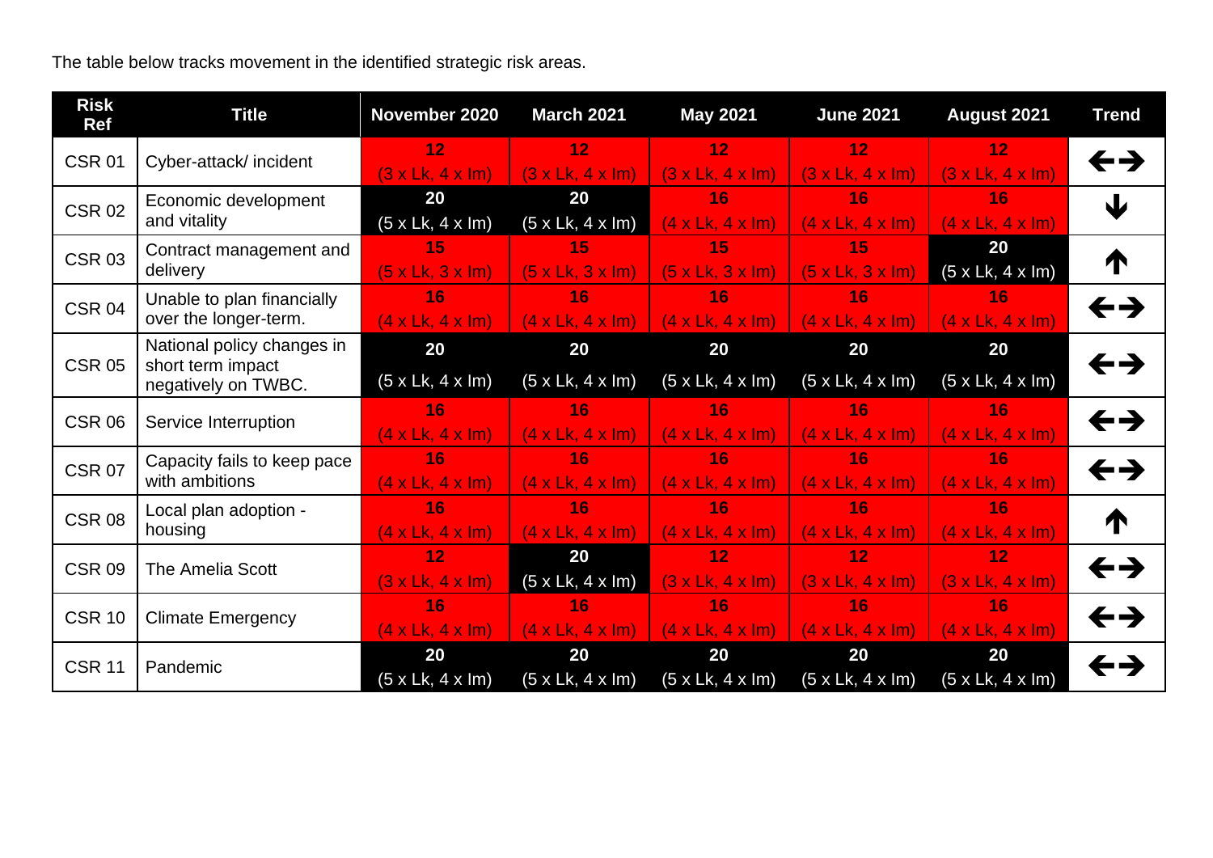The table below tracks movement in the identified strategic risk areas.

| Risk Ref | Title | November 2020 | March 2021 | May 2021 | June 2021 | August 2021 | Trend |
|---|---|---|---|---|---|---|---|
| CSR 01 | Cyber-attack/ incident | 12 (3 x Lk, 4 x Im) | 12 (3 x Lk, 4 x Im) | 12 (3 x Lk, 4 x Im) | 12 (3 x Lk, 4 x Im) | 12 (3 x Lk, 4 x Im) | ←→ |
| CSR 02 | Economic development and vitality | 20 (5 x Lk, 4 x Im) | 20 (5 x Lk, 4 x Im) | 16 (4 x Lk, 4 x Im) | 16 (4 x Lk, 4 x Im) | 16 (4 x Lk, 4 x Im) | ↓ |
| CSR 03 | Contract management and delivery | 15 (5 x Lk, 3 x Im) | 15 (5 x Lk, 3 x Im) | 15 (5 x Lk, 3 x Im) | 15 (5 x Lk, 3 x Im) | 20 (5 x Lk, 4 x Im) | ↑ |
| CSR 04 | Unable to plan financially over the longer-term. | 16 (4 x Lk, 4 x Im) | 16 (4 x Lk, 4 x Im) | 16 (4 x Lk, 4 x Im) | 16 (4 x Lk, 4 x Im) | 16 (4 x Lk, 4 x Im) | ←→ |
| CSR 05 | National policy changes in short term impact negatively on TWBC. | 20 (5 x Lk, 4 x Im) | 20 (5 x Lk, 4 x Im) | 20 (5 x Lk, 4 x Im) | 20 (5 x Lk, 4 x Im) | 20 (5 x Lk, 4 x Im) | ←→ |
| CSR 06 | Service Interruption | 16 (4 x Lk, 4 x Im) | 16 (4 x Lk, 4 x Im) | 16 (4 x Lk, 4 x Im) | 16 (4 x Lk, 4 x Im) | 16 (4 x Lk, 4 x Im) | ←→ |
| CSR 07 | Capacity fails to keep pace with ambitions | 16 (4 x Lk, 4 x Im) | 16 (4 x Lk, 4 x Im) | 16 (4 x Lk, 4 x Im) | 16 (4 x Lk, 4 x Im) | 16 (4 x Lk, 4 x Im) | ←→ |
| CSR 08 | Local plan adoption - housing | 16 (4 x Lk, 4 x Im) | 16 (4 x Lk, 4 x Im) | 16 (4 x Lk, 4 x Im) | 16 (4 x Lk, 4 x Im) | 16 (4 x Lk, 4 x Im) | ↑ |
| CSR 09 | The Amelia Scott | 12 (3 x Lk, 4 x Im) | 20 (5 x Lk, 4 x Im) | 12 (3 x Lk, 4 x Im) | 12 (3 x Lk, 4 x Im) | 12 (3 x Lk, 4 x Im) | ←→ |
| CSR 10 | Climate Emergency | 16 (4 x Lk, 4 x Im) | 16 (4 x Lk, 4 x Im) | 16 (4 x Lk, 4 x Im) | 16 (4 x Lk, 4 x Im) | 16 (4 x Lk, 4 x Im) | ←→ |
| CSR 11 | Pandemic | 20 (5 x Lk, 4 x Im) | 20 (5 x Lk, 4 x Im) | 20 (5 x Lk, 4 x Im) | 20 (5 x Lk, 4 x Im) | 20 (5 x Lk, 4 x Im) | ←→ |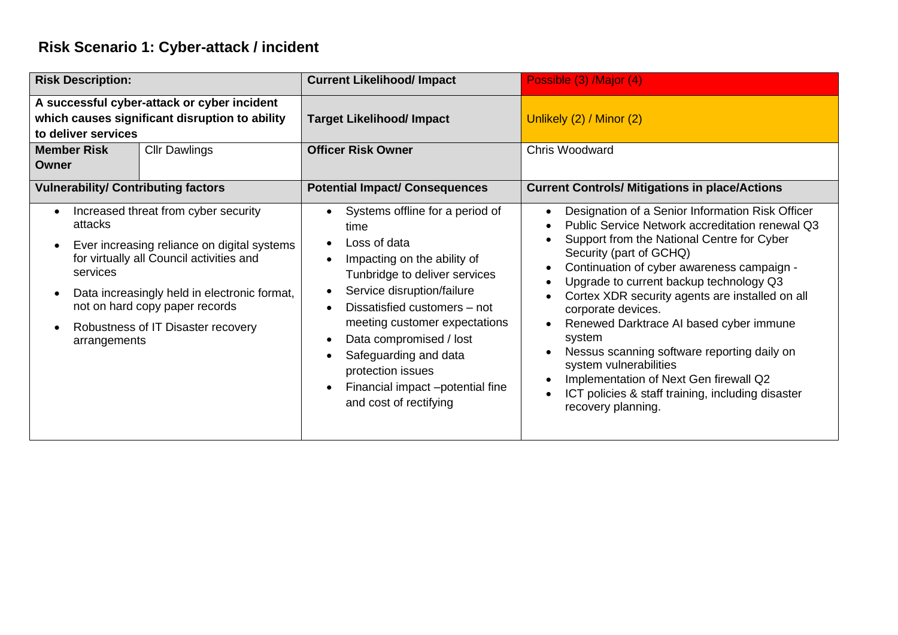## Risk Scenario 1: Cyber-attack / incident

| **Risk Description:** | | **Current Likelihood/ Impact** | Possible (3) /Major (4) |
|---|---|---|---|
| **A successful cyber-attack or cyber incident which causes significant disruption to ability to deliver services** | | **Target Likelihood/ Impact** | Unlikely (2) / Minor (2) |
| **Member Risk Owner** | Cllr Dawlings | **Officer Risk Owner** | Chris Woodward |
| **Vulnerability/ Contributing factors** | | **Potential Impact/ Consequences** | **Current Controls/ Mitigations in place/Actions** |
| • Increased threat from cyber security attacks<br>• Ever increasing reliance on digital systems for virtually all Council activities and services<br>• Data increasingly held in electronic format, not on hard copy paper records<br>• Robustness of IT Disaster recovery arrangements | | • Systems offline for a period of time<br>• Loss of data<br>• Impacting on the ability of Tunbridge to deliver services<br>• Service disruption/failure<br>• Dissatisfied customers – not meeting customer expectations<br>• Data compromised / lost<br>• Safeguarding and data protection issues<br>• Financial impact –potential fine and cost of rectifying | • Designation of a Senior Information Risk Officer<br>• Public Service Network accreditation renewal Q3<br>• Support from the National Centre for Cyber Security (part of GCHQ)<br>• Continuation of cyber awareness campaign -<br>• Upgrade to current backup technology Q3<br>• Cortex XDR security agents are installed on all corporate devices.<br>• Renewed Darktrace AI based cyber immune system<br>• Nessus scanning software reporting daily on system vulnerabilities<br>• Implementation of Next Gen firewall Q2<br>• ICT policies & staff training, including disaster recovery planning. |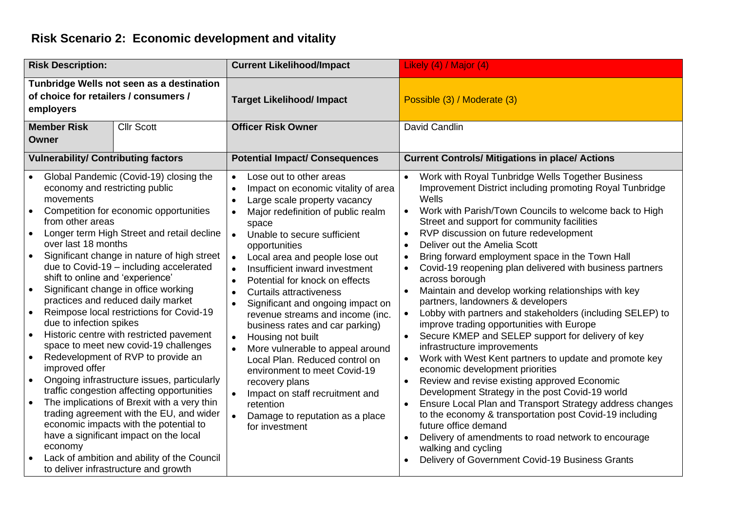# Risk Scenario 2: Economic development and vitality

| **Risk Description:** | | **Current Likelihood/Impact** | Likely (4) / Major (4) |
|---|---|---|---|
| **Tunbridge Wells not seen as a destination of choice for retailers / consumers / employers** | | **Target Likelihood/ Impact** | Possible (3) / Moderate (3) |
| **Member Risk Owner** | Cllr Scott | **Officer Risk Owner** | David Candlin |
| **Vulnerability/ Contributing factors** | | **Potential Impact/ Consequences** | **Current Controls/ Mitigations in place/ Actions** |
| • Global Pandemic (Covid-19) closing the economy and restricting public movements<br>• Competition for economic opportunities from other areas<br>• Longer term High Street and retail decline over last 18 months<br>• Significant change in nature of high street due to Covid-19 – including accelerated shift to online and 'experience'<br>• Significant change in office working practices and reduced daily market<br>• Reimpose local restrictions for Covid-19 due to infection spikes<br>• Historic centre with restricted pavement space to meet new covid-19 challenges<br>• Redevelopment of RVP to provide an improved offer<br>• Ongoing infrastructure issues, particularly traffic congestion affecting opportunities<br>• The implications of Brexit with a very thin trading agreement with the EU, and wider economic impacts with the potential to have a significant impact on the local economy<br>• Lack of ambition and ability of the Council to deliver infrastructure and growth | | • Lose out to other areas<br>• Impact on economic vitality of area<br>• Large scale property vacancy<br>• Major redefinition of public realm space<br>• Unable to secure sufficient opportunities<br>• Local area and people lose out<br>• Insufficient inward investment<br>• Potential for knock on effects<br>• Curtails attractiveness<br>• Significant and ongoing impact on revenue streams and income (inc. business rates and car parking)<br>• Housing not built<br>• More vulnerable to appeal around Local Plan. Reduced control on environment to meet Covid-19 recovery plans<br>• Impact on staff recruitment and retention<br>• Damage to reputation as a place for investment | • Work with Royal Tunbridge Wells Together Business Improvement District including promoting Royal Tunbridge Wells<br>• Work with Parish/Town Councils to welcome back to High Street and support for community facilities<br>• RVP discussion on future redevelopment<br>• Deliver out the Amelia Scott<br>• Bring forward employment space in the Town Hall<br>• Covid-19 reopening plan delivered with business partners across borough<br>• Maintain and develop working relationships with key partners, landowners & developers<br>• Lobby with partners and stakeholders (including SELEP) to improve trading opportunities with Europe<br>• Secure KMEP and SELEP support for delivery of key infrastructure improvements<br>• Work with West Kent partners to update and promote key economic development priorities<br>• Review and revise existing approved Economic Development Strategy in the post Covid-19 world<br>• Ensure Local Plan and Transport Strategy address changes to the economy & transportation post Covid-19 including future office demand<br>• Delivery of amendments to road network to encourage walking and cycling<br>• Delivery of Government Covid-19 Business Grants |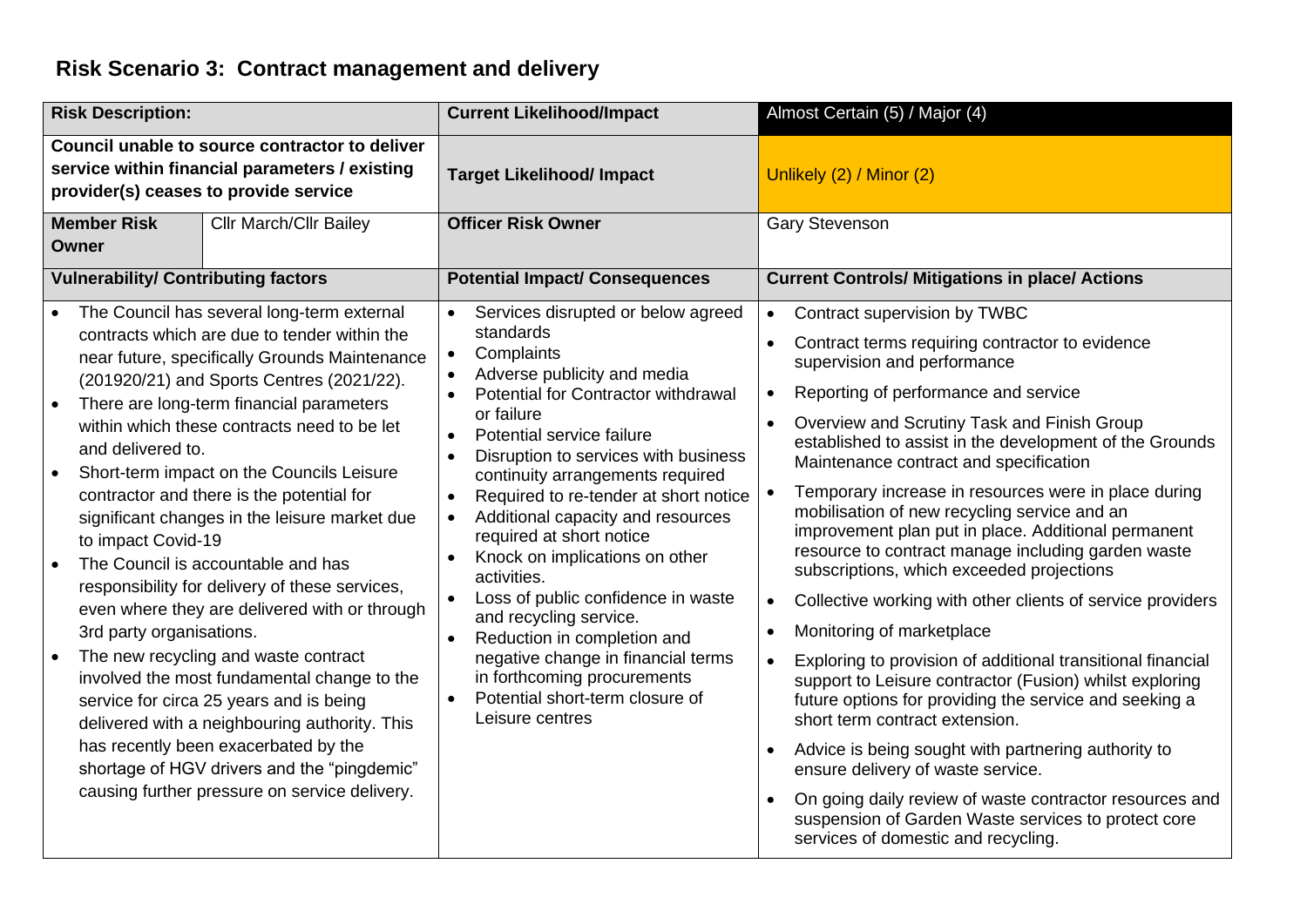## Risk Scenario 3: Contract management and delivery

| **Risk Description:** | | **Current Likelihood/Impact** | Almost Certain (5) / Major (4) |
|---|---|---|---|
| **Council unable to source contractor to deliver service within financial parameters / existing provider(s) ceases to provide service** | | **Target Likelihood/ Impact** | Unlikely (2) / Minor (2) |
| **Member Risk Owner** | Cllr March/Cllr Bailey | **Officer Risk Owner** | Gary Stevenson |
| **Vulnerability/ Contributing factors** | | **Potential Impact/ Consequences** | **Current Controls/ Mitigations in place/ Actions** |
| • The Council has several long-term external contracts which are due to tender within the near future, specifically Grounds Maintenance (201920/21) and Sports Centres (2021/22).<br>• There are long-term financial parameters within which these contracts need to be let and delivered to.<br>• Short-term impact on the Councils Leisure contractor and there is the potential for significant changes in the leisure market due to impact Covid-19<br>• The Council is accountable and has responsibility for delivery of these services, even where they are delivered with or through 3rd party organisations.<br>• The new recycling and waste contract involved the most fundamental change to the service for circa 25 years and is being delivered with a neighbouring authority. This has recently been exacerbated by the shortage of HGV drivers and the "pingdemic" causing further pressure on service delivery. | | • Services disrupted or below agreed standards<br>• Complaints<br>• Adverse publicity and media<br>• Potential for Contractor withdrawal or failure<br>• Potential service failure<br>• Disruption to services with business continuity arrangements required<br>• Required to re-tender at short notice<br>• Additional capacity and resources required at short notice<br>• Knock on implications on other activities.<br>• Loss of public confidence in waste and recycling service.<br>• Reduction in completion and negative change in financial terms in forthcoming procurements<br>• Potential short-term closure of Leisure centres | • Contract supervision by TWBC<br>• Contract terms requiring contractor to evidence supervision and performance<br>• Reporting of performance and service<br>• Overview and Scrutiny Task and Finish Group established to assist in the development of the Grounds Maintenance contract and specification<br>• Temporary increase in resources were in place during mobilisation of new recycling service and an improvement plan put in place. Additional permanent resource to contract manage including garden waste subscriptions, which exceeded projections<br>• Collective working with other clients of service providers<br>• Monitoring of marketplace<br>• Exploring to provision of additional transitional financial support to Leisure contractor (Fusion) whilst exploring future options for providing the service and seeking a short term contract extension.<br>• Advice is being sought with partnering authority to ensure delivery of waste service.<br>• On going daily review of waste contractor resources and suspension of Garden Waste services to protect core services of domestic and recycling. |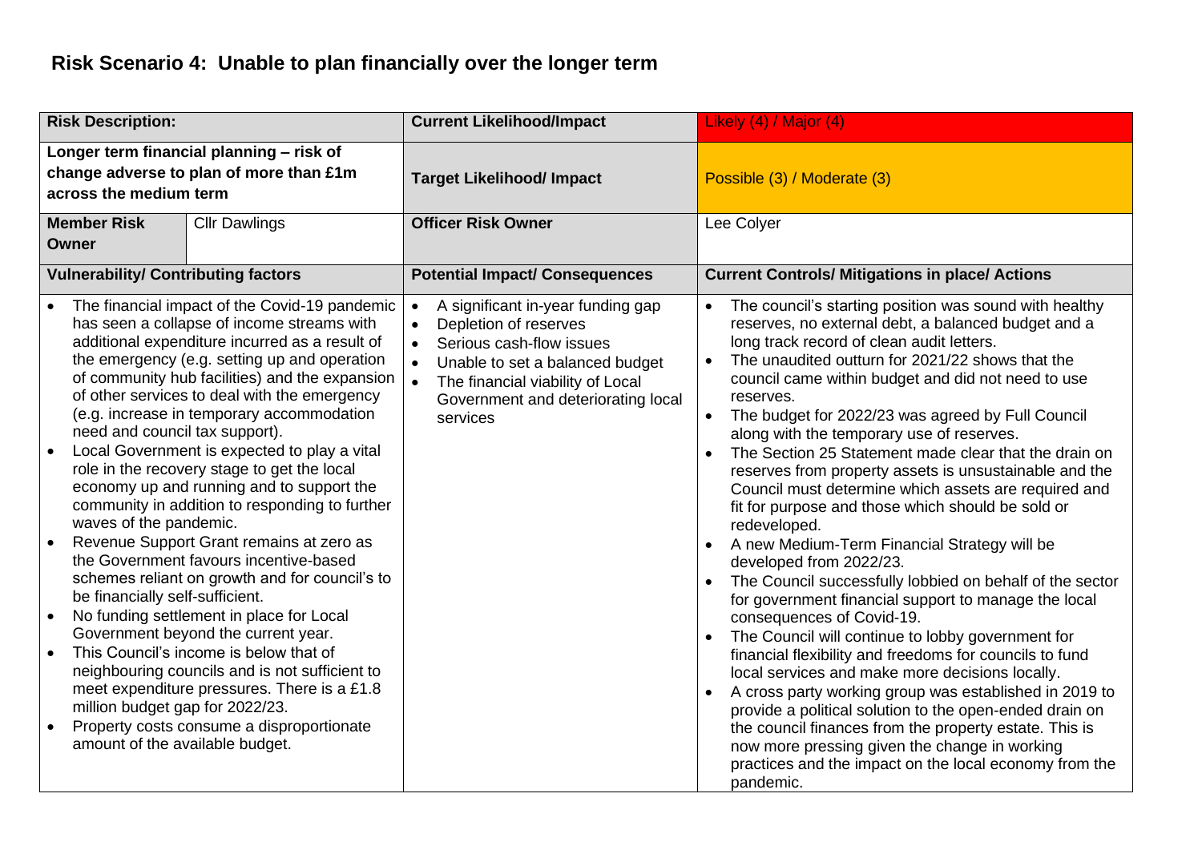# Risk Scenario 4: Unable to plan financially over the longer term

| **Risk Description:** | | **Current Likelihood/Impact** | Likely (4) / Major (4) |
|---|---|---|---|
| **Longer term financial planning – risk of change adverse to plan of more than £1m across the medium term** | | **Target Likelihood/ Impact** | Possible (3) / Moderate (3) |
| **Member Risk Owner** | Cllr Dawlings | **Officer Risk Owner** | Lee Colyer |
| **Vulnerability/ Contributing factors** | | **Potential Impact/ Consequences** | **Current Controls/ Mitigations in place/ Actions** |
| • The financial impact of the Covid-19 pandemic has seen a collapse of income streams with additional expenditure incurred as a result of the emergency (e.g. setting up and operation of community hub facilities) and the expansion of other services to deal with the emergency (e.g. increase in temporary accommodation need and council tax support).<br>• Local Government is expected to play a vital role in the recovery stage to get the local economy up and running and to support the community in addition to responding to further waves of the pandemic.<br>• Revenue Support Grant remains at zero as the Government favours incentive-based schemes reliant on growth and for council's to be financially self-sufficient.<br>• No funding settlement in place for Local Government beyond the current year.<br>• This Council's income is below that of neighbouring councils and is not sufficient to meet expenditure pressures. There is a £1.8 million budget gap for 2022/23.<br>• Property costs consume a disproportionate amount of the available budget. | | • A significant in-year funding gap<br>• Depletion of reserves<br>• Serious cash-flow issues<br>• Unable to set a balanced budget<br>• The financial viability of Local Government and deteriorating local services | • The council's starting position was sound with healthy reserves, no external debt, a balanced budget and a long track record of clean audit letters.<br>• The unaudited outturn for 2021/22 shows that the council came within budget and did not need to use reserves.<br>• The budget for 2022/23 was agreed by Full Council along with the temporary use of reserves.<br>• The Section 25 Statement made clear that the drain on reserves from property assets is unsustainable and the Council must determine which assets are required and fit for purpose and those which should be sold or redeveloped.<br>• A new Medium-Term Financial Strategy will be developed from 2022/23.<br>• The Council successfully lobbied on behalf of the sector for government financial support to manage the local consequences of Covid-19.<br>• The Council will continue to lobby government for financial flexibility and freedoms for councils to fund local services and make more decisions locally.<br>• A cross party working group was established in 2019 to provide a political solution to the open-ended drain on the council finances from the property estate. This is now more pressing given the change in working practices and the impact on the local economy from the pandemic. |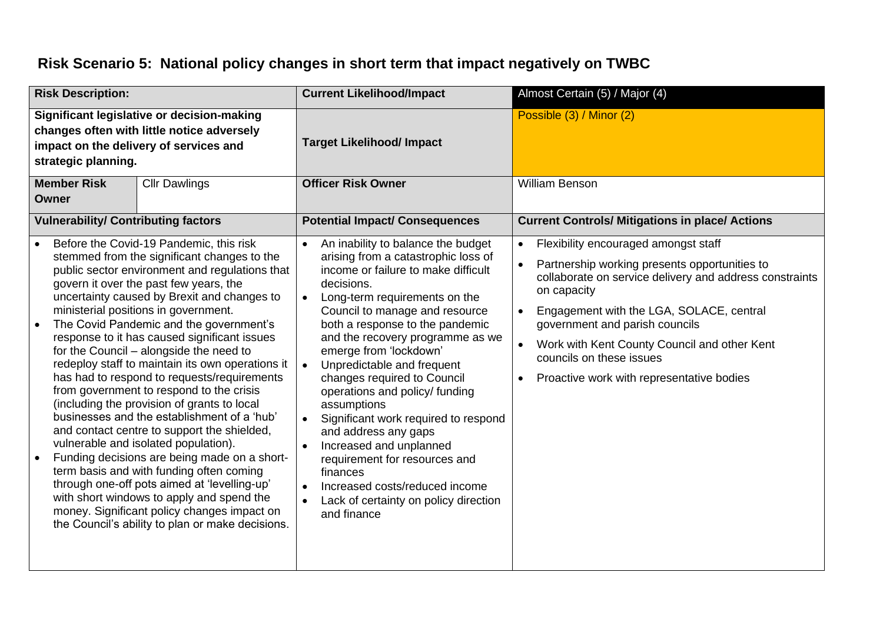## Risk Scenario 5: National policy changes in short term that impact negatively on TWBC

| Risk Description: | | Current Likelihood/Impact | Almost Certain (5) / Major (4) |
|---|---|---|---|
| **Significant legislative or decision-making changes often with little notice adversely impact on the delivery of services and strategic planning.** | | **Target Likelihood/ Impact** | Possible (3) / Minor (2) |
| **Member Risk Owner** | Cllr Dawlings | **Officer Risk Owner** | William Benson |
| **Vulnerability/ Contributing factors** | | **Potential Impact/ Consequences** | **Current Controls/ Mitigations in place/ Actions** |
| • Before the Covid-19 Pandemic, this risk stemmed from the significant changes to the public sector environment and regulations that govern it over the past few years, the uncertainty caused by Brexit and changes to ministerial positions in government.<br>• The Covid Pandemic and the government's response to it has caused significant issues for the Council – alongside the need to redeploy staff to maintain its own operations it has had to respond to requests/requirements from government to respond to the crisis (including the provision of grants to local businesses and the establishment of a 'hub' and contact centre to support the shielded, vulnerable and isolated population).<br>• Funding decisions are being made on a short-term basis and with funding often coming through one-off pots aimed at 'levelling-up' with short windows to apply and spend the money. Significant policy changes impact on the Council's ability to plan or make decisions. | | • An inability to balance the budget arising from a catastrophic loss of income or failure to make difficult decisions.<br>• Long-term requirements on the Council to manage and resource both a response to the pandemic and the recovery programme as we emerge from 'lockdown'<br>• Unpredictable and frequent changes required to Council operations and policy/ funding assumptions<br>• Significant work required to respond and address any gaps<br>• Increased and unplanned requirement for resources and finances<br>• Increased costs/reduced income<br>• Lack of certainty on policy direction and finance | • Flexibility encouraged amongst staff<br>• Partnership working presents opportunities to collaborate on service delivery and address constraints on capacity<br>• Engagement with the LGA, SOLACE, central government and parish councils<br>• Work with Kent County Council and other Kent councils on these issues<br>• Proactive work with representative bodies |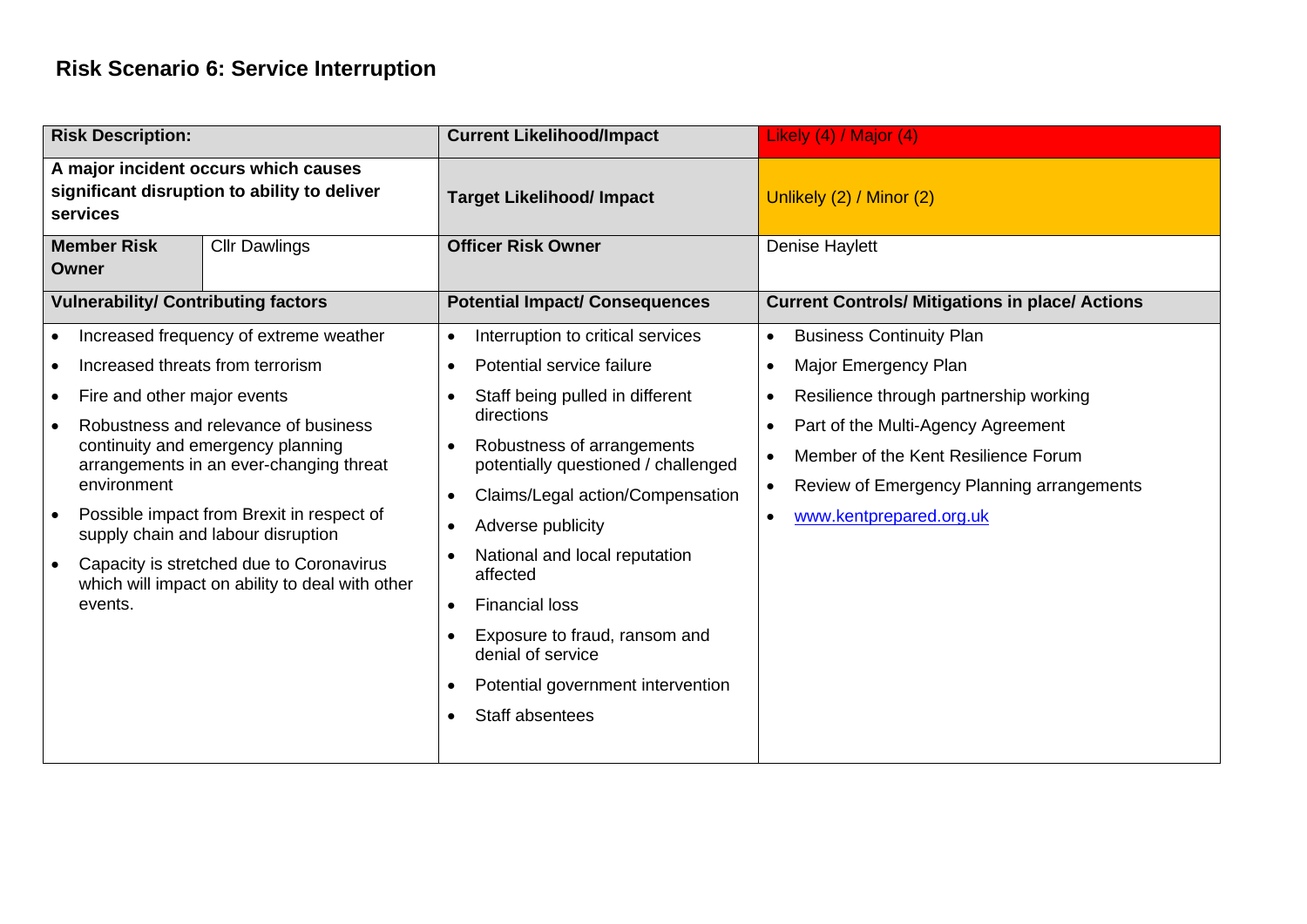## Risk Scenario 6: Service Interruption

| **Risk Description:** | | **Current Likelihood/Impact** | Likely (4) / Major (4) |
|---|---|---|---|
| **A major incident occurs which causes significant disruption to ability to deliver services** | | **Target Likelihood/ Impact** | Unlikely (2) / Minor (2) |
| **Member Risk Owner** | Cllr Dawlings | **Officer Risk Owner** | Denise Haylett |
| **Vulnerability/ Contributing factors** | | **Potential Impact/ Consequences** | **Current Controls/ Mitigations in place/ Actions** |
| • Increased frequency of extreme weather<br>• Increased threats from terrorism<br>• Fire and other major events<br>• Robustness and relevance of business continuity and emergency planning arrangements in an ever-changing threat environment<br>• Possible impact from Brexit in respect of supply chain and labour disruption<br>• Capacity is stretched due to Coronavirus which will impact on ability to deal with other events. | | • Interruption to critical services<br>• Potential service failure<br>• Staff being pulled in different directions<br>• Robustness of arrangements potentially questioned / challenged<br>• Claims/Legal action/Compensation<br>• Adverse publicity<br>• National and local reputation affected<br>• Financial loss<br>• Exposure to fraud, ransom and denial of service<br>• Potential government intervention<br>• Staff absentees | • Business Continuity Plan<br>• Major Emergency Plan<br>• Resilience through partnership working<br>• Part of the Multi-Agency Agreement<br>• Member of the Kent Resilience Forum<br>• Review of Emergency Planning arrangements<br>• www.kentprepared.org.uk |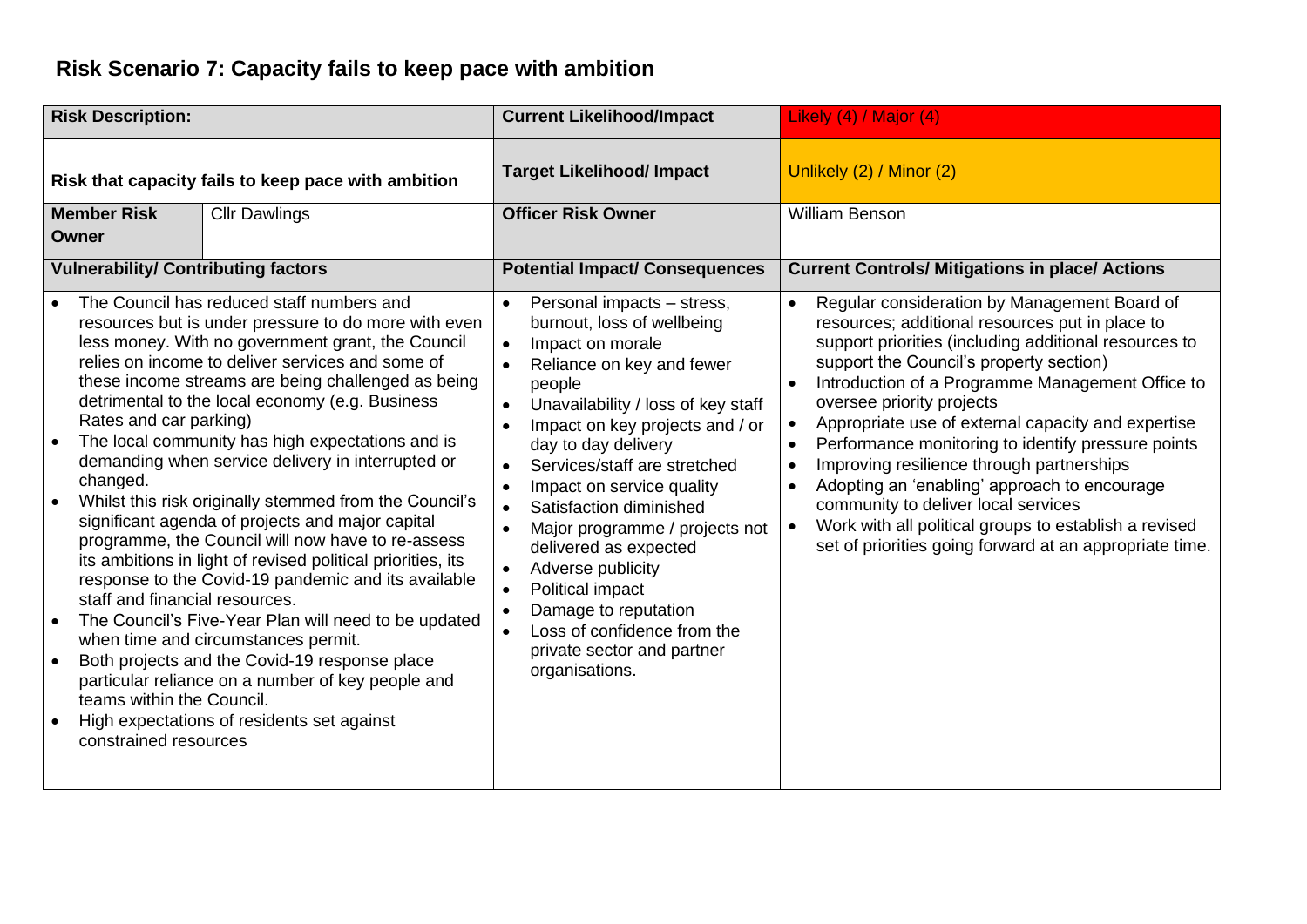## Risk Scenario 7: Capacity fails to keep pace with ambition

| **Risk Description:** | | **Current Likelihood/Impact** | Likely (4) / Major (4) |
|---|---|---|---|
| **Risk that capacity fails to keep pace with ambition** | | **Target Likelihood/ Impact** | Unlikely (2) / Minor (2) |
| **Member Risk Owner** | Cllr Dawlings | **Officer Risk Owner** | William Benson |
| **Vulnerability/ Contributing factors** | | **Potential Impact/ Consequences** | **Current Controls/ Mitigations in place/ Actions** |
| • The Council has reduced staff numbers and resources but is under pressure to do more with even less money. With no government grant, the Council relies on income to deliver services and some of these income streams are being challenged as being detrimental to the local economy (e.g. Business Rates and car parking)<br>• The local community has high expectations and is demanding when service delivery in interrupted or changed.<br>• Whilst this risk originally stemmed from the Council's significant agenda of projects and major capital programme, the Council will now have to re-assess its ambitions in light of revised political priorities, its response to the Covid-19 pandemic and its available staff and financial resources.<br>• The Council's Five-Year Plan will need to be updated when time and circumstances permit.<br>• Both projects and the Covid-19 response place particular reliance on a number of key people and teams within the Council.<br>• High expectations of residents set against constrained resources | | • Personal impacts – stress, burnout, loss of wellbeing<br>• Impact on morale<br>• Reliance on key and fewer people<br>• Unavailability / loss of key staff<br>• Impact on key projects and / or day to day delivery<br>• Services/staff are stretched<br>• Impact on service quality<br>• Satisfaction diminished<br>• Major programme / projects not delivered as expected<br>• Adverse publicity<br>• Political impact<br>• Damage to reputation<br>• Loss of confidence from the private sector and partner organisations. | • Regular consideration by Management Board of resources; additional resources put in place to support priorities (including additional resources to support the Council's property section)<br>• Introduction of a Programme Management Office to oversee priority projects<br>• Appropriate use of external capacity and expertise<br>• Performance monitoring to identify pressure points<br>• Improving resilience through partnerships<br>• Adopting an 'enabling' approach to encourage community to deliver local services<br>• Work with all political groups to establish a revised set of priorities going forward at an appropriate time. |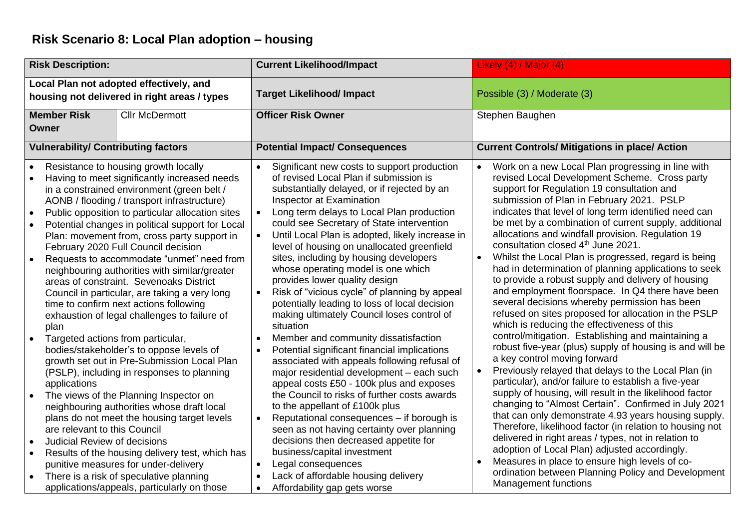# Risk Scenario 8: Local Plan adoption – housing

| Risk Description: | | Current Likelihood/Impact | Likely (4) / Major (4) |
|---|---|---|---|
| **Local Plan not adopted effectively, and housing not delivered in right areas / types** | | **Target Likelihood/ Impact** | Possible (3) / Moderate (3) |
| **Member Risk Owner** | Cllr McDermott | **Officer Risk Owner** | Stephen Baughen |
| **Vulnerability/ Contributing factors** | | **Potential Impact/ Consequences** | **Current Controls/ Mitigations in place/ Action** |
| • Resistance to housing growth locally<br>• Having to meet significantly increased needs in a constrained environment (green belt / AONB / flooding / transport infrastructure)<br>• Public opposition to particular allocation sites<br>• Potential changes in political support for Local Plan: movement from, cross party support in February 2020 Full Council decision<br>• Requests to accommodate "unmet" need from neighbouring authorities with similar/greater areas of constraint. Sevenoaks District Council in particular, are taking a very long time to confirm next actions following exhaustion of legal challenges to failure of plan<br>• Targeted actions from particular, bodies/stakeholder's to oppose levels of growth set out in Pre-Submission Local Plan (PSLP), including in responses to planning applications<br>• The views of the Planning Inspector on neighbouring authorities whose draft local plans do not meet the housing target levels are relevant to this Council<br>• Judicial Review of decisions<br>• Results of the housing delivery test, which has punitive measures for under-delivery<br>• There is a risk of speculative planning applications/appeals, particularly on those | | • Significant new costs to support production of revised Local Plan if submission is substantially delayed, or if rejected by an Inspector at Examination<br>• Long term delays to Local Plan production could see Secretary of State intervention<br>• Until Local Plan is adopted, likely increase in level of housing on unallocated greenfield sites, including by housing developers whose operating model is one which provides lower quality design<br>• Risk of "vicious cycle" of planning by appeal potentially leading to loss of local decision making ultimately Council loses control of situation<br>• Member and community dissatisfaction<br>• Potential significant financial implications associated with appeals following refusal of major residential development – each such appeal costs £50 - 100k plus and exposes the Council to risks of further costs awards to the appellant of £100k plus<br>• Reputational consequences – if borough is seen as not having certainty over planning decisions then decreased appetite for business/capital investment<br>• Legal consequences<br>• Lack of affordable housing delivery<br>• Affordability gap gets worse | • Work on a new Local Plan progressing in line with revised Local Development Scheme. Cross party support for Regulation 19 consultation and submission of Plan in February 2021. PSLP indicates that level of long term identified need can be met by a combination of current supply, additional allocations and windfall provision. Regulation 19 consultation closed 4th June 2021.<br>• Whilst the Local Plan is progressed, regard is being had in determination of planning applications to seek to provide a robust supply and delivery of housing and employment floorspace. In Q4 there have been several decisions whereby permission has been refused on sites proposed for allocation in the PSLP which is reducing the effectiveness of this control/mitigation. Establishing and maintaining a robust five-year (plus) supply of housing is and will be a key control moving forward<br>• Previously relayed that delays to the Local Plan (in particular), and/or failure to establish a five-year supply of housing, will result in the likelihood factor changing to "Almost Certain". Confirmed in July 2021 that can only demonstrate 4.93 years housing supply. Therefore, likelihood factor (in relation to housing not delivered in right areas / types, not in relation to adoption of Local Plan) adjusted accordingly.<br>• Measures in place to ensure high levels of co-ordination between Planning Policy and Development Management functions |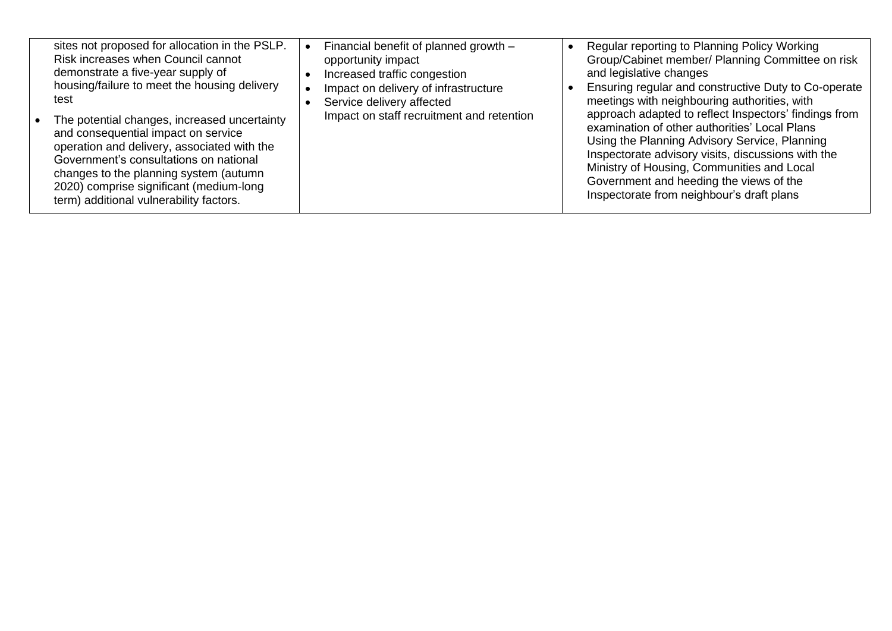| | | |
|---|---|---|
| sites not proposed for allocation in the PSLP. Risk increases when Council cannot demonstrate a five-year supply of housing/failure to meet the housing delivery test<br>• The potential changes, increased uncertainty and consequential impact on service operation and delivery, associated with the Government's consultations on national changes to the planning system (autumn 2020) comprise significant (medium-long term) additional vulnerability factors. | • Financial benefit of planned growth – opportunity impact<br>• Increased traffic congestion<br>• Impact on delivery of infrastructure<br>• Service delivery affected<br>Impact on staff recruitment and retention | • Regular reporting to Planning Policy Working Group/Cabinet member/ Planning Committee on risk and legislative changes<br>• Ensuring regular and constructive Duty to Co-operate meetings with neighbouring authorities, with approach adapted to reflect Inspectors' findings from examination of other authorities' Local Plans<br>Using the Planning Advisory Service, Planning Inspectorate advisory visits, discussions with the Ministry of Housing, Communities and Local Government and heeding the views of the Inspectorate from neighbour's draft plans |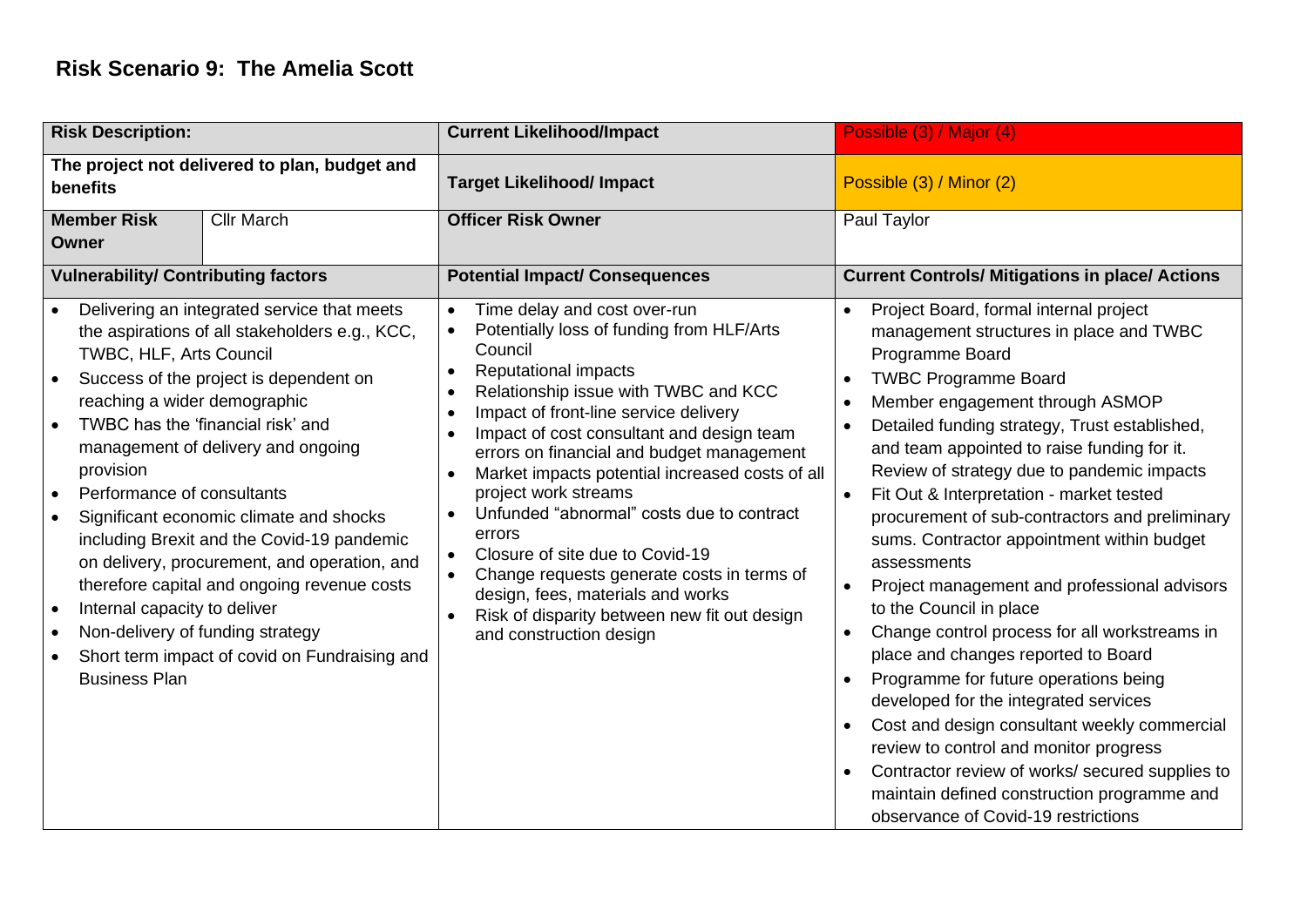## Risk Scenario 9: The Amelia Scott

| **Risk Description:** | | **Current Likelihood/Impact** | Possible (3) / Major (4) |
|---|---|---|---|
| **The project not delivered to plan, budget and benefits** | | **Target Likelihood/ Impact** | Possible (3) / Minor (2) |
| **Member Risk Owner** | Cllr March | **Officer Risk Owner** | Paul Taylor |
| **Vulnerability/ Contributing factors** | | **Potential Impact/ Consequences** | **Current Controls/ Mitigations in place/ Actions** |
| • Delivering an integrated service that meets the aspirations of all stakeholders e.g., KCC, TWBC, HLF, Arts Council<br>• Success of the project is dependent on reaching a wider demographic<br>• TWBC has the 'financial risk' and management of delivery and ongoing provision<br>• Performance of consultants<br>• Significant economic climate and shocks including Brexit and the Covid-19 pandemic on delivery, procurement, and operation, and therefore capital and ongoing revenue costs<br>• Internal capacity to deliver<br>• Non-delivery of funding strategy<br>• Short term impact of covid on Fundraising and Business Plan | | • Time delay and cost over-run<br>• Potentially loss of funding from HLF/Arts Council<br>• Reputational impacts<br>• Relationship issue with TWBC and KCC<br>• Impact of front-line service delivery<br>• Impact of cost consultant and design team errors on financial and budget management<br>• Market impacts potential increased costs of all project work streams<br>• Unfunded "abnormal" costs due to contract errors<br>• Closure of site due to Covid-19<br>• Change requests generate costs in terms of design, fees, materials and works<br>• Risk of disparity between new fit out design and construction design | • Project Board, formal internal project management structures in place and TWBC Programme Board<br>• TWBC Programme Board<br>• Member engagement through ASMOP<br>• Detailed funding strategy, Trust established, and team appointed to raise funding for it. Review of strategy due to pandemic impacts<br>• Fit Out & Interpretation - market tested procurement of sub-contractors and preliminary sums. Contractor appointment within budget assessments<br>• Project management and professional advisors to the Council in place<br>• Change control process for all workstreams in place and changes reported to Board<br>• Programme for future operations being developed for the integrated services<br>• Cost and design consultant weekly commercial review to control and monitor progress<br>• Contractor review of works/ secured supplies to maintain defined construction programme and observance of Covid-19 restrictions |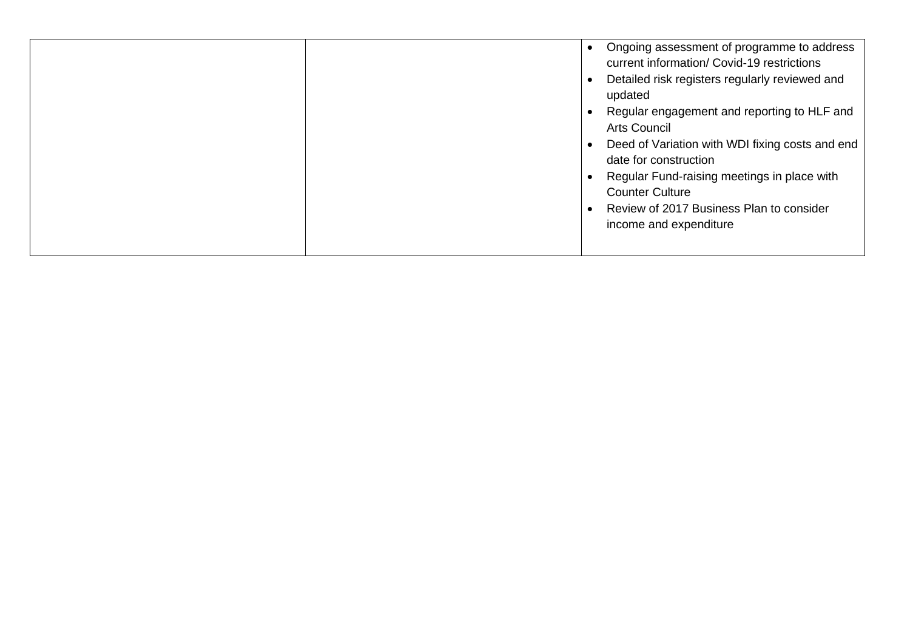| | | |
|---|---|---|
| | | • Ongoing assessment of programme to address current information/ Covid-19 restrictions<br>• Detailed risk registers regularly reviewed and updated<br>• Regular engagement and reporting to HLF and Arts Council<br>• Deed of Variation with WDI fixing costs and end date for construction<br>• Regular Fund-raising meetings in place with Counter Culture<br>• Review of 2017 Business Plan to consider income and expenditure |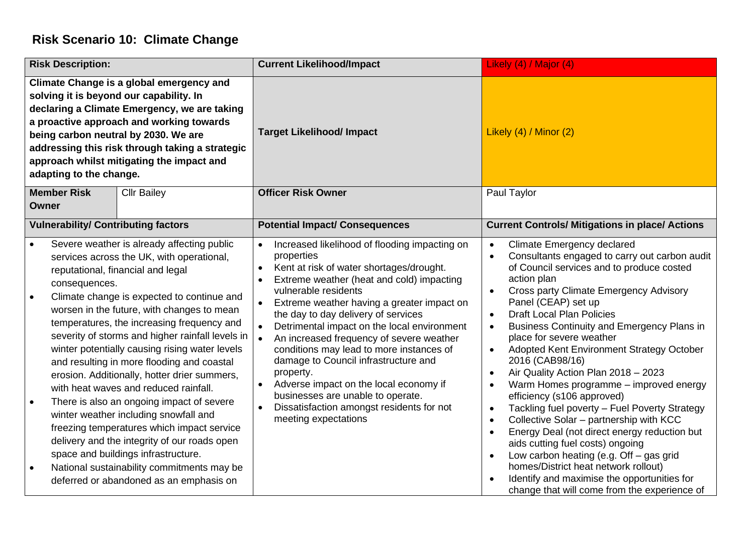## Risk Scenario 10: Climate Change

| **Risk Description:** | | **Current Likelihood/Impact** | Likely (4) / Major (4) |
|---|---|---|---|
| **Climate Change is a global emergency and solving it is beyond our capability. In declaring a Climate Emergency, we are taking a proactive approach and working towards being carbon neutral by 2030. We are addressing this risk through taking a strategic approach whilst mitigating the impact and adapting to the change.** | | **Target Likelihood/ Impact** | Likely (4) / Minor (2) |
| **Member Risk Owner** | Cllr Bailey | **Officer Risk Owner** | Paul Taylor |
| **Vulnerability/ Contributing factors** | | **Potential Impact/ Consequences** | **Current Controls/ Mitigations in place/ Actions** |
| • Severe weather is already affecting public services across the UK, with operational, reputational, financial and legal consequences.<br>• Climate change is expected to continue and worsen in the future, with changes to mean temperatures, the increasing frequency and severity of storms and higher rainfall levels in winter potentially causing rising water levels and resulting in more flooding and coastal erosion. Additionally, hotter drier summers, with heat waves and reduced rainfall.<br>• There is also an ongoing impact of severe winter weather including snowfall and freezing temperatures which impact service delivery and the integrity of our roads open space and buildings infrastructure.<br>• National sustainability commitments may be deferred or abandoned as an emphasis on | | • Increased likelihood of flooding impacting on properties<br>• Kent at risk of water shortages/drought.<br>• Extreme weather (heat and cold) impacting vulnerable residents<br>• Extreme weather having a greater impact on the day to day delivery of services<br>• Detrimental impact on the local environment<br>• An increased frequency of severe weather conditions may lead to more instances of damage to Council infrastructure and property.<br>• Adverse impact on the local economy if businesses are unable to operate.<br>• Dissatisfaction amongst residents for not meeting expectations | • Climate Emergency declared<br>• Consultants engaged to carry out carbon audit of Council services and to produce costed action plan<br>• Cross party Climate Emergency Advisory Panel (CEAP) set up<br>• Draft Local Plan Policies<br>• Business Continuity and Emergency Plans in place for severe weather<br>• Adopted Kent Environment Strategy October 2016 (CAB98/16)<br>• Air Quality Action Plan 2018 – 2023<br>• Warm Homes programme – improved energy efficiency (s106 approved)<br>• Tackling fuel poverty – Fuel Poverty Strategy<br>• Collective Solar – partnership with KCC<br>• Energy Deal (not direct energy reduction but aids cutting fuel costs) ongoing<br>• Low carbon heating (e.g. Off – gas grid homes/District heat network rollout)<br>• Identify and maximise the opportunities for change that will come from the experience of |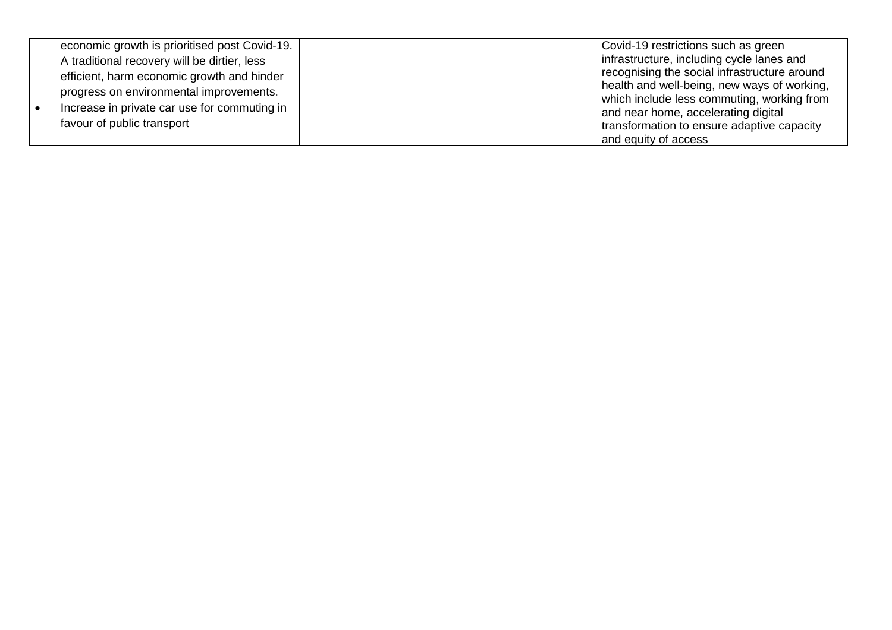| | | |
|---|---|---|
| economic growth is prioritised post Covid-19. A traditional recovery will be dirtier, less efficient, harm economic growth and hinder progress on environmental improvements.<br>• Increase in private car use for commuting in favour of public transport | | Covid-19 restrictions such as green infrastructure, including cycle lanes and recognising the social infrastructure around health and well-being, new ways of working, which include less commuting, working from and near home, accelerating digital transformation to ensure adaptive capacity and equity of access |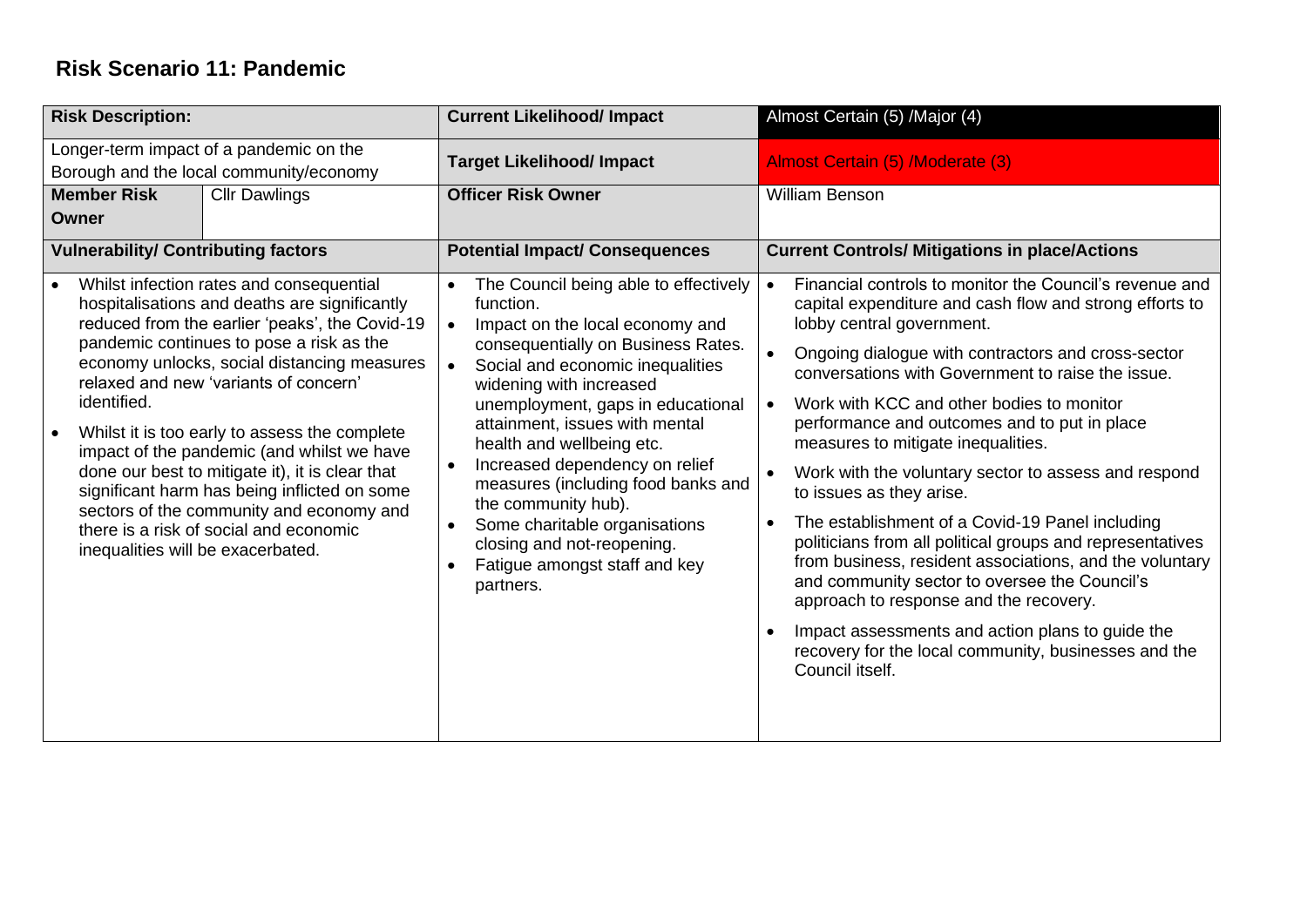## Risk Scenario 11: Pandemic

| | | | |
|---|---|---|---|
| **Risk Description:** | | **Current Likelihood/ Impact** | Almost Certain (5) /Major (4) |
| Longer-term impact of a pandemic on the Borough and the local community/economy | | **Target Likelihood/ Impact** | Almost Certain (5) /Moderate (3) |
| **Member Risk Owner** | Cllr Dawlings | **Officer Risk Owner** | William Benson |
| **Vulnerability/ Contributing factors** | | **Potential Impact/ Consequences** | **Current Controls/ Mitigations in place/Actions** |
| • Whilst infection rates and consequential hospitalisations and deaths are significantly reduced from the earlier 'peaks', the Covid-19 pandemic continues to pose a risk as the economy unlocks, social distancing measures relaxed and new 'variants of concern' identified.<br>• Whilst it is too early to assess the complete impact of the pandemic (and whilst we have done our best to mitigate it), it is clear that significant harm has being inflicted on some sectors of the community and economy and there is a risk of social and economic inequalities will be exacerbated. | | • The Council being able to effectively function.<br>• Impact on the local economy and consequentially on Business Rates.<br>• Social and economic inequalities widening with increased unemployment, gaps in educational attainment, issues with mental health and wellbeing etc.<br>• Increased dependency on relief measures (including food banks and the community hub).<br>• Some charitable organisations closing and not-reopening.<br>• Fatigue amongst staff and key partners. | • Financial controls to monitor the Council's revenue and capital expenditure and cash flow and strong efforts to lobby central government.<br>• Ongoing dialogue with contractors and cross-sector conversations with Government to raise the issue.<br>• Work with KCC and other bodies to monitor performance and outcomes and to put in place measures to mitigate inequalities.<br>• Work with the voluntary sector to assess and respond to issues as they arise.<br>• The establishment of a Covid-19 Panel including politicians from all political groups and representatives from business, resident associations, and the voluntary and community sector to oversee the Council's approach to response and the recovery.<br>• Impact assessments and action plans to guide the recovery for the local community, businesses and the Council itself. |